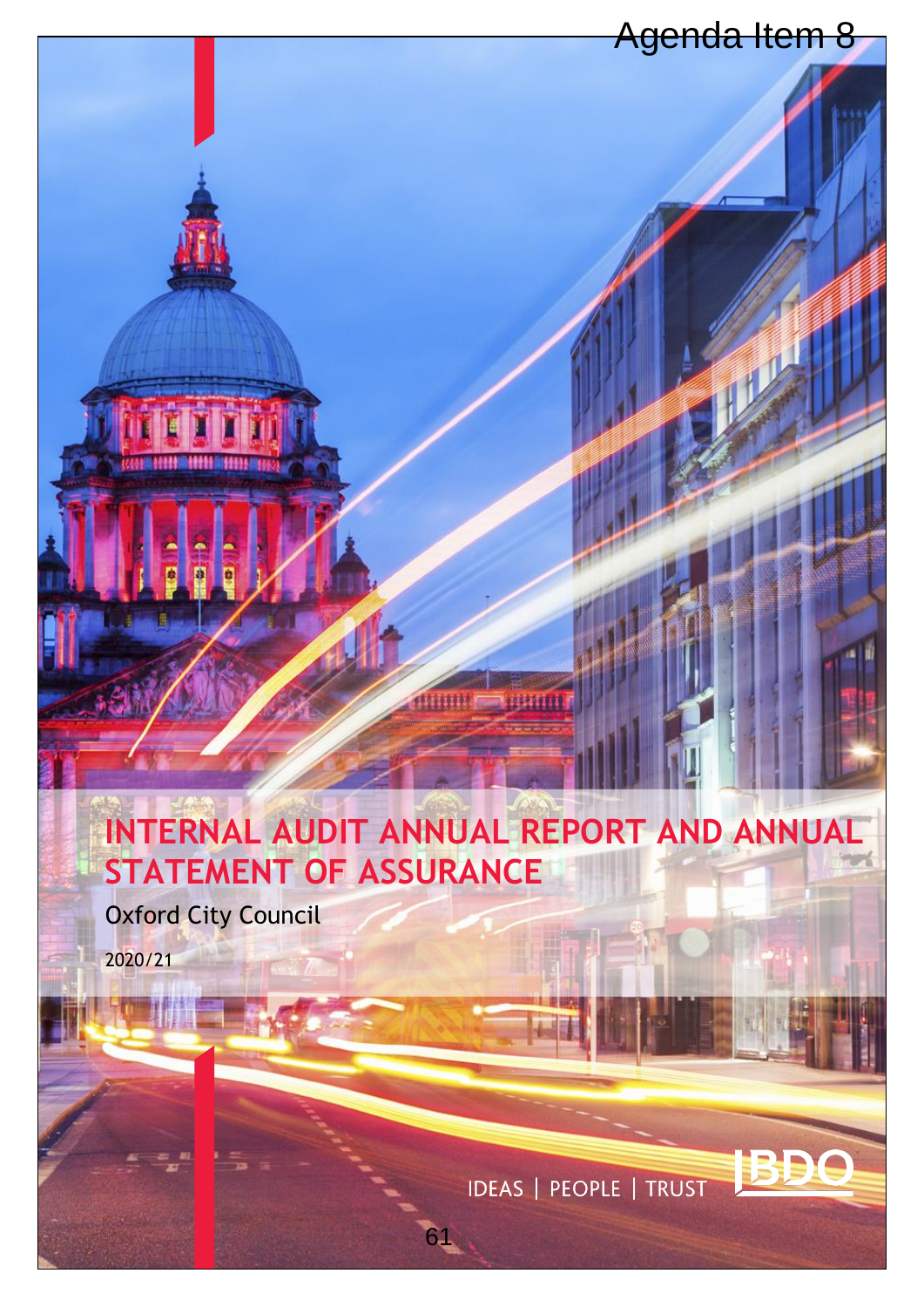Agenda Item 8

# INTERNAL AUDIT ANNUAL REPORT AND ANNUAL STATEMENT OF ASSURANCE

Oxford City Council

2020/21

IDEAS | PEOPLE | TRUST

BDO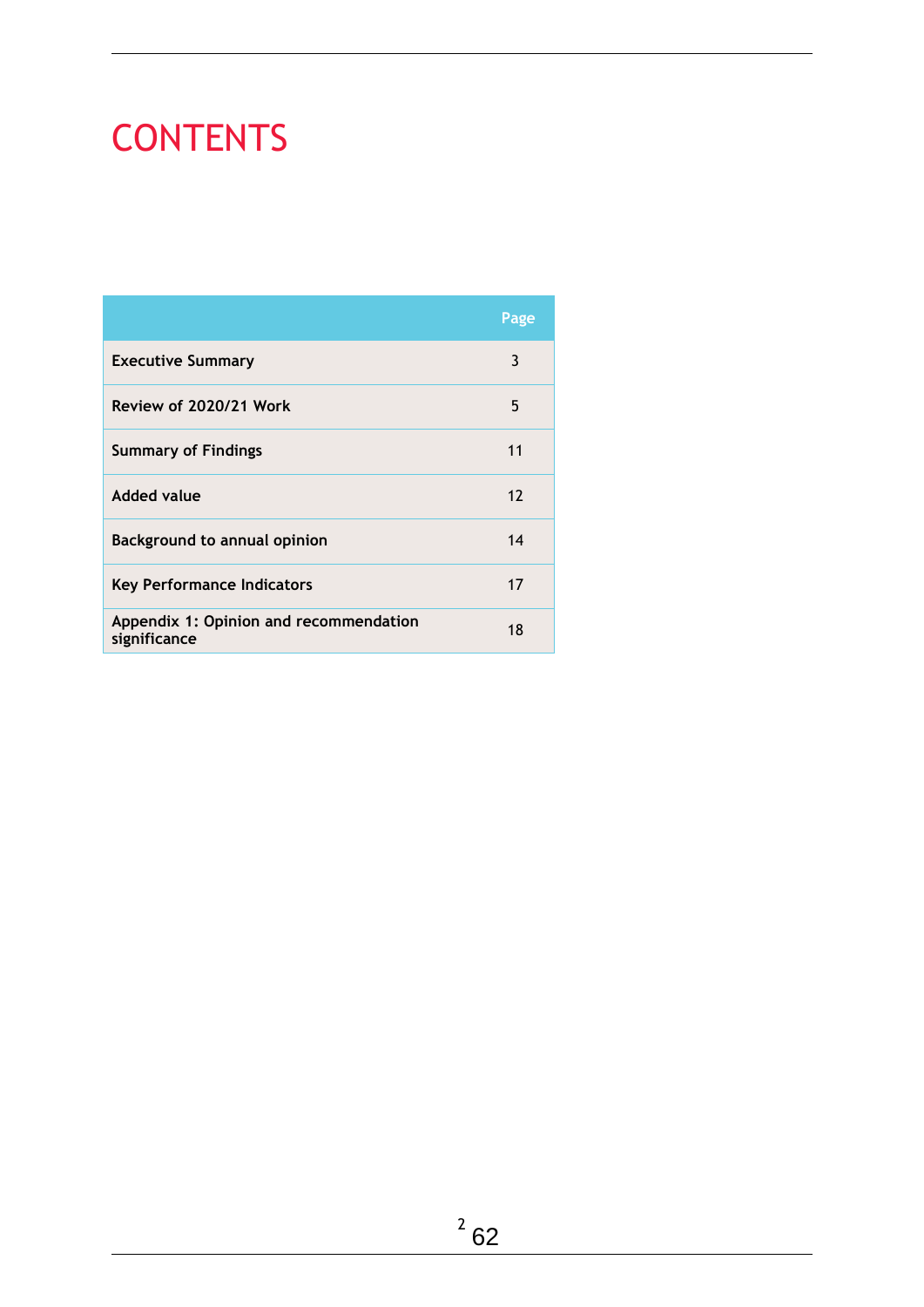# CONTENTS

| | Page |
|---|---|
| **Executive Summary** | 3 |
| **Review of 2020/21 Work** | 5 |
| **Summary of Findings** | 11 |
| **Added value** | 12 |
| **Background to annual opinion** | 14 |
| **Key Performance Indicators** | 17 |
| **Appendix 1: Opinion and recommendation significance** | 18 |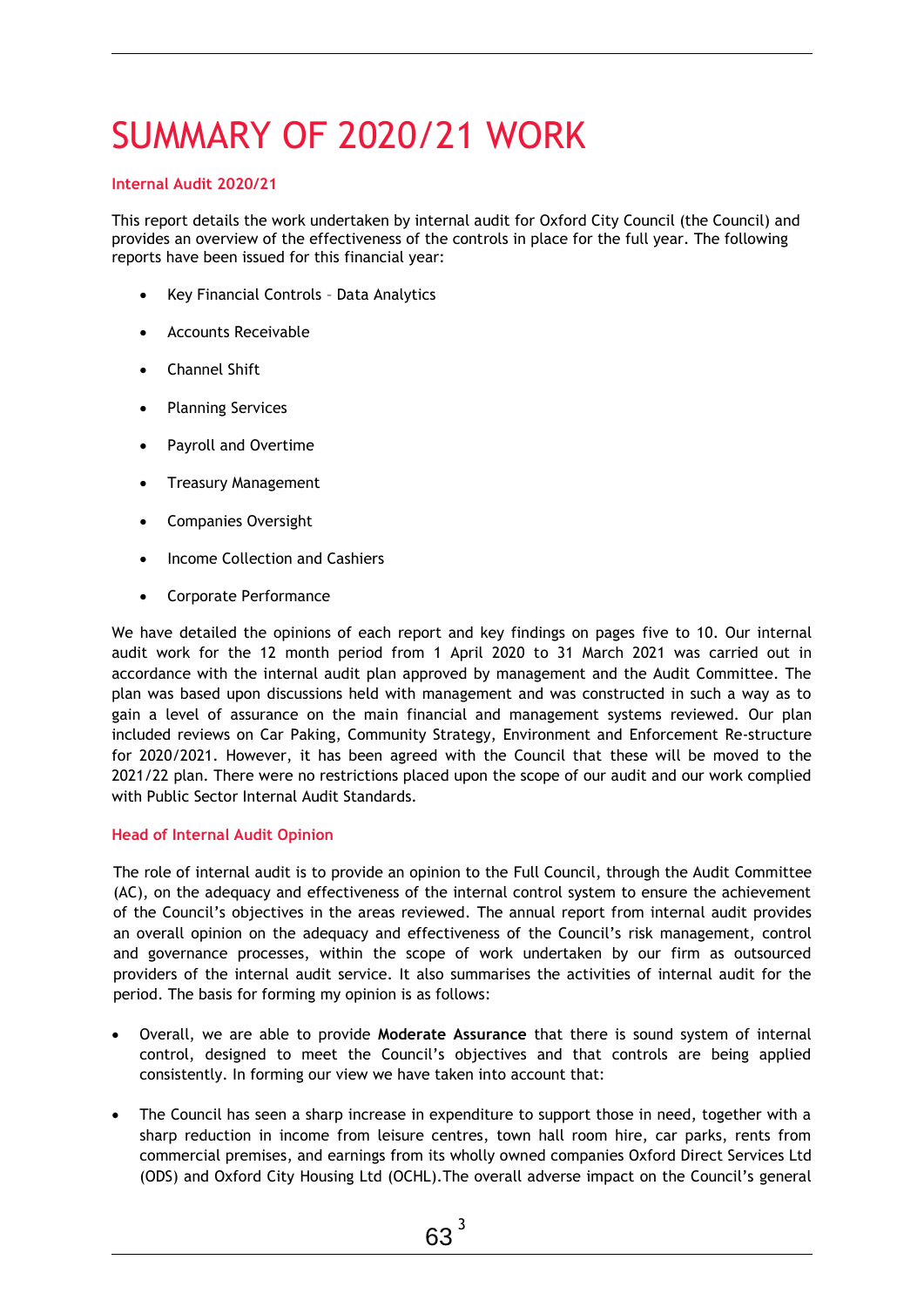# SUMMARY OF 2020/21 WORK

### Internal Audit 2020/21

This report details the work undertaken by internal audit for Oxford City Council (the Council) and provides an overview of the effectiveness of the controls in place for the full year. The following reports have been issued for this financial year:

- Key Financial Controls – Data Analytics
- Accounts Receivable
- Channel Shift
- Planning Services
- Payroll and Overtime
- Treasury Management
- Companies Oversight
- Income Collection and Cashiers
- Corporate Performance

We have detailed the opinions of each report and key findings on pages five to 10. Our internal audit work for the 12 month period from 1 April 2020 to 31 March 2021 was carried out in accordance with the internal audit plan approved by management and the Audit Committee. The plan was based upon discussions held with management and was constructed in such a way as to gain a level of assurance on the main financial and management systems reviewed. Our plan included reviews on Car Paking, Community Strategy, Environment and Enforcement Re-structure for 2020/2021. However, it has been agreed with the Council that these will be moved to the 2021/22 plan. There were no restrictions placed upon the scope of our audit and our work complied with Public Sector Internal Audit Standards.

### Head of Internal Audit Opinion

The role of internal audit is to provide an opinion to the Full Council, through the Audit Committee (AC), on the adequacy and effectiveness of the internal control system to ensure the achievement of the Council's objectives in the areas reviewed. The annual report from internal audit provides an overall opinion on the adequacy and effectiveness of the Council's risk management, control and governance processes, within the scope of work undertaken by our firm as outsourced providers of the internal audit service. It also summarises the activities of internal audit for the period. The basis for forming my opinion is as follows:

- Overall, we are able to provide **Moderate Assurance** that there is sound system of internal control, designed to meet the Council's objectives and that controls are being applied consistently. In forming our view we have taken into account that:
- The Council has seen a sharp increase in expenditure to support those in need, together with a sharp reduction in income from leisure centres, town hall room hire, car parks, rents from commercial premises, and earnings from its wholly owned companies Oxford Direct Services Ltd (ODS) and Oxford City Housing Ltd (OCHL).The overall adverse impact on the Council's general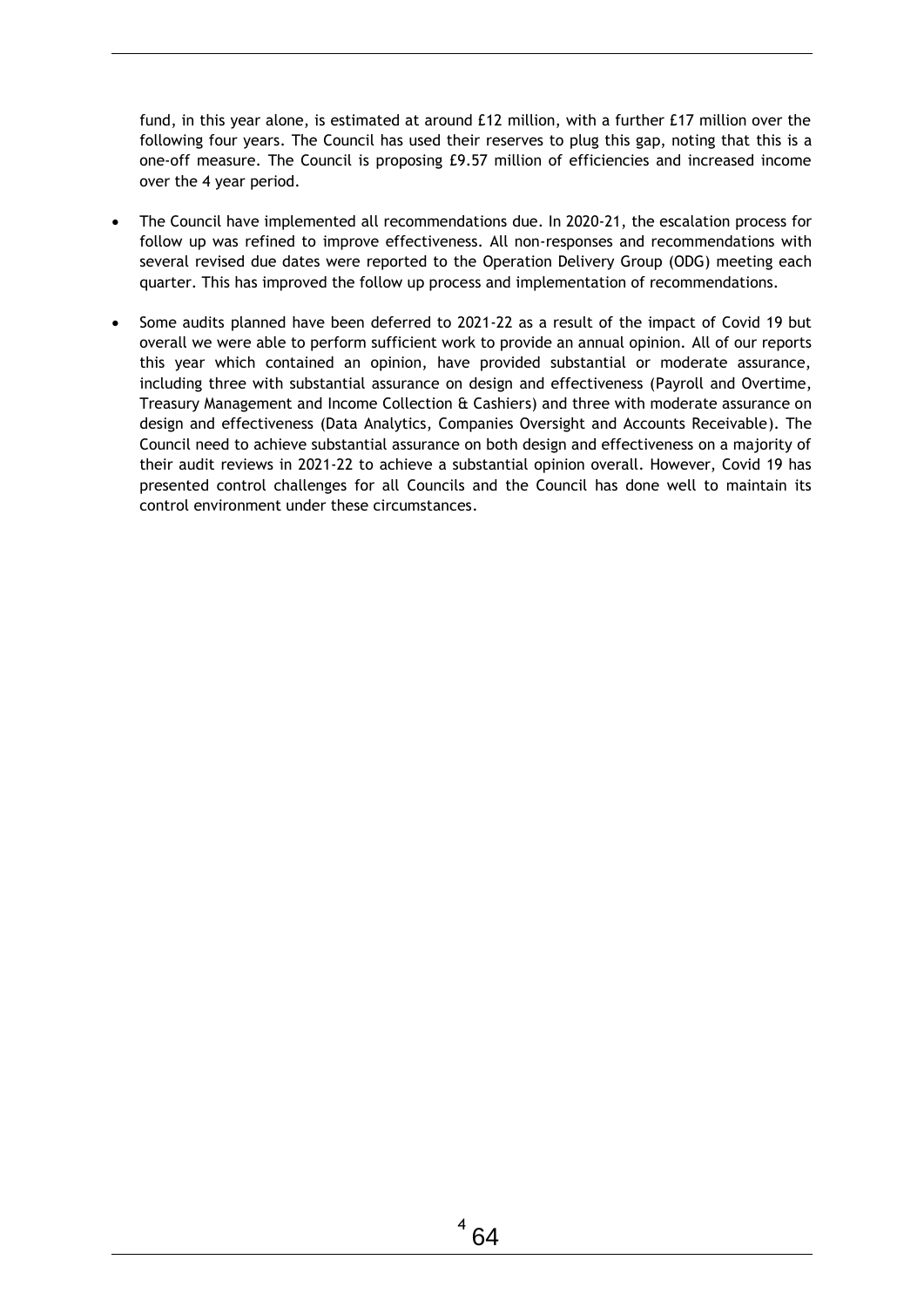fund, in this year alone, is estimated at around £12 million, with a further £17 million over the following four years. The Council has used their reserves to plug this gap, noting that this is a one-off measure. The Council is proposing £9.57 million of efficiencies and increased income over the 4 year period.

- The Council have implemented all recommendations due. In 2020-21, the escalation process for follow up was refined to improve effectiveness. All non-responses and recommendations with several revised due dates were reported to the Operation Delivery Group (ODG) meeting each quarter. This has improved the follow up process and implementation of recommendations.
- Some audits planned have been deferred to 2021-22 as a result of the impact of Covid 19 but overall we were able to perform sufficient work to provide an annual opinion. All of our reports this year which contained an opinion, have provided substantial or moderate assurance, including three with substantial assurance on design and effectiveness (Payroll and Overtime, Treasury Management and Income Collection & Cashiers) and three with moderate assurance on design and effectiveness (Data Analytics, Companies Oversight and Accounts Receivable). The Council need to achieve substantial assurance on both design and effectiveness on a majority of their audit reviews in 2021-22 to achieve a substantial opinion overall. However, Covid 19 has presented control challenges for all Councils and the Council has done well to maintain its control environment under these circumstances.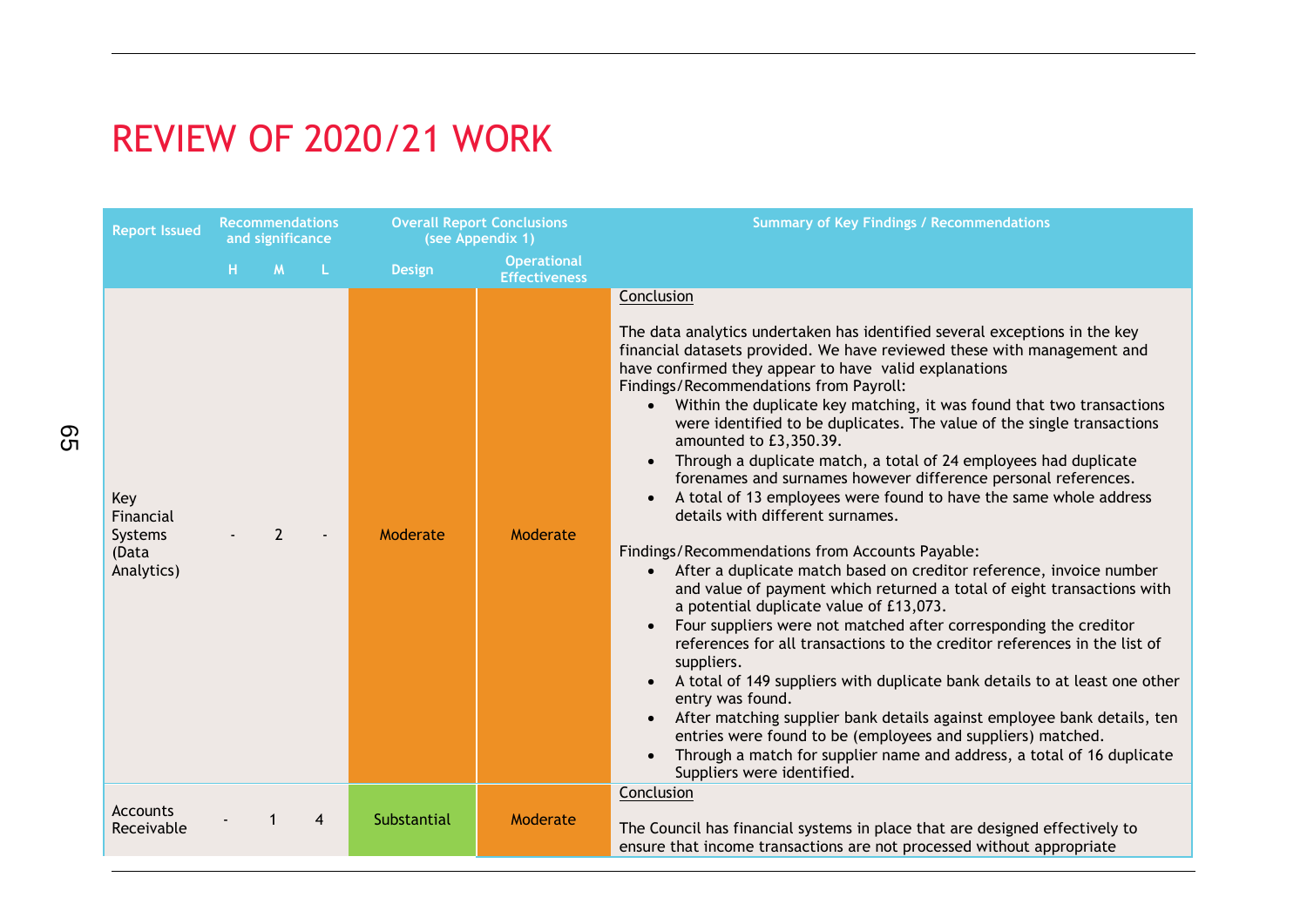# REVIEW OF 2020/21 WORK

| Report Issued | Recommendations and significance | | | Overall Report Conclusions (see Appendix 1) | | Summary of Key Findings / Recommendations |
|---|---|---|---|---|---|---|
| | H | M | L | Design | Operational Effectiveness | |
| Key Financial Systems (Data Analytics) | - | 2 | - | Moderate | Moderate | Conclusion<br><br>The data analytics undertaken has identified several exceptions in the key financial datasets provided. We have reviewed these with management and have confirmed they appear to have valid explanations<br>Findings/Recommendations from Payroll:<br>• Within the duplicate key matching, it was found that two transactions were identified to be duplicates. The value of the single transactions amounted to £3,350.39.<br>• Through a duplicate match, a total of 24 employees had duplicate forenames and surnames however difference personal references.<br>• A total of 13 employees were found to have the same whole address details with different surnames.<br><br>Findings/Recommendations from Accounts Payable:<br>• After a duplicate match based on creditor reference, invoice number and value of payment which returned a total of eight transactions with a potential duplicate value of £13,073.<br>• Four suppliers were not matched after corresponding the creditor references for all transactions to the creditor references in the list of suppliers.<br>• A total of 149 suppliers with duplicate bank details to at least one other entry was found.<br>• After matching supplier bank details against employee bank details, ten entries were found to be (employees and suppliers) matched.<br>• Through a match for supplier name and address, a total of 16 duplicate Suppliers were identified. |
| Accounts Receivable | - | 1 | 4 | Substantial | Moderate | Conclusion<br><br>The Council has financial systems in place that are designed effectively to ensure that income transactions are not processed without appropriate |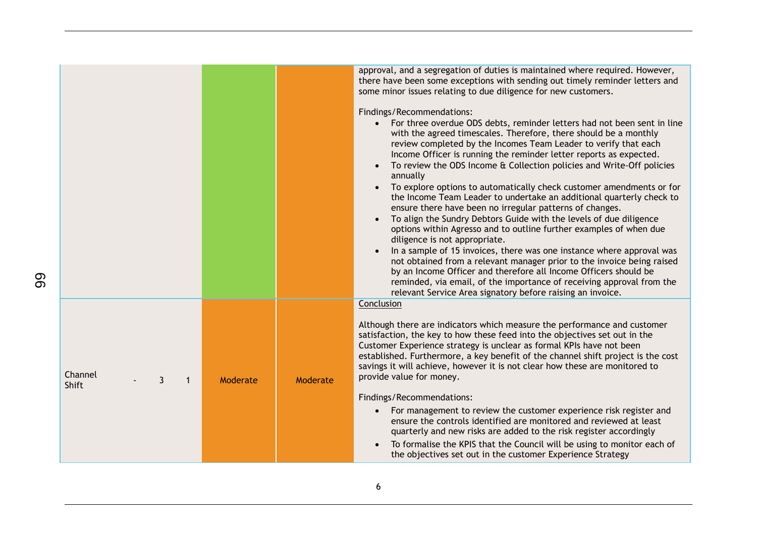| | | | | | | |
|---|---|---|---|---|---|---|
| | | | | | | approval, and a segregation of duties is maintained where required. However, there have been some exceptions with sending out timely reminder letters and some minor issues relating to due diligence for new customers.<br><br>Findings/Recommendations:<br>• For three overdue ODS debts, reminder letters had not been sent in line with the agreed timescales. Therefore, there should be a monthly review completed by the Incomes Team Leader to verify that each Income Officer is running the reminder letter reports as expected.<br>• To review the ODS Income & Collection policies and Write-Off policies annually<br>• To explore options to automatically check customer amendments or for the Income Team Leader to undertake an additional quarterly check to ensure there have been no irregular patterns of changes.<br>• To align the Sundry Debtors Guide with the levels of due diligence options within Agresso and to outline further examples of when due diligence is not appropriate.<br>• In a sample of 15 invoices, there was one instance where approval was not obtained from a relevant manager prior to the invoice being raised by an Income Officer and therefore all Income Officers should be reminded, via email, of the importance of receiving approval from the relevant Service Area signatory before raising an invoice. |
| Channel Shift | - | 3 | 1 | Moderate | Moderate | Conclusion<br><br>Although there are indicators which measure the performance and customer satisfaction, the key to how these feed into the objectives set out in the Customer Experience strategy is unclear as formal KPIs have not been established. Furthermore, a key benefit of the channel shift project is the cost savings it will achieve, however it is not clear how these are monitored to provide value for money.<br><br>Findings/Recommendations:<br>• For management to review the customer experience risk register and ensure the controls identified are monitored and reviewed at least quarterly and new risks are added to the risk register accordingly<br>• To formalise the KPIS that the Council will be using to monitor each of the objectives set out in the customer Experience Strategy |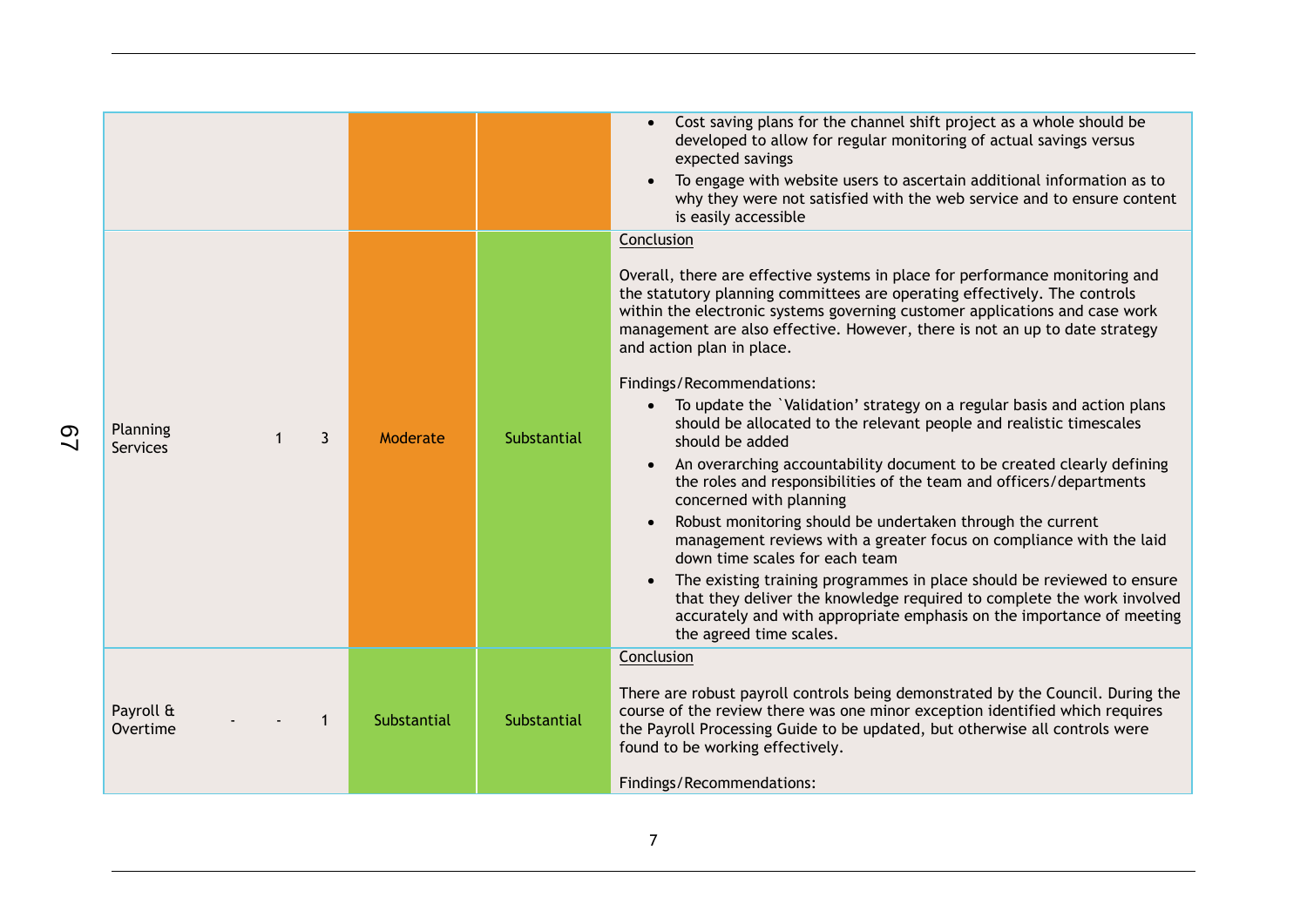| | | | | | | |
|---|---|---|---|---|---|---|
| | | | | | | <ul><li>Cost saving plans for the channel shift project as a whole should be developed to allow for regular monitoring of actual savings versus expected savings</li><li>To engage with website users to ascertain additional information as to why they were not satisfied with the web service and to ensure content is easily accessible</li></ul> |
| Planning Services | | 1 | 3 | Moderate | Substantial | <u>Conclusion</u><br><br>Overall, there are effective systems in place for performance monitoring and the statutory planning committees are operating effectively. The controls within the electronic systems governing customer applications and case work management are also effective. However, there is not an up to date strategy and action plan in place.<br><br>Findings/Recommendations:<ul><li>To update the `Validation' strategy on a regular basis and action plans should be allocated to the relevant people and realistic timescales should be added</li><li>An overarching accountability document to be created clearly defining the roles and responsibilities of the team and officers/departments concerned with planning</li><li>Robust monitoring should be undertaken through the current management reviews with a greater focus on compliance with the laid down time scales for each team</li><li>The existing training programmes in place should be reviewed to ensure that they deliver the knowledge required to complete the work involved accurately and with appropriate emphasis on the importance of meeting the agreed time scales.</li></ul> |
| Payroll & Overtime | - | - | 1 | Substantial | Substantial | <u>Conclusion</u><br><br>There are robust payroll controls being demonstrated by the Council. During the course of the review there was one minor exception identified which requires the Payroll Processing Guide to be updated, but otherwise all controls were found to be working effectively.<br><br>Findings/Recommendations: |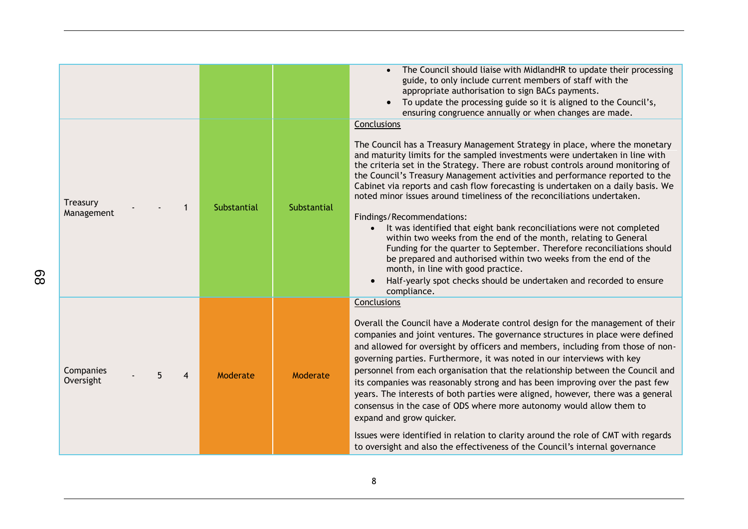| | | | | | | |
|---|---|---|---|---|---|---|
| | | | | | | <ul><li>The Council should liaise with MidlandHR to update their processing guide, to only include current members of staff with the appropriate authorisation to sign BACs payments.</li><li>To update the processing guide so it is aligned to the Council's, ensuring congruence annually or when changes are made.</li></ul> |
| Treasury Management | - | - | 1 | Substantial | Substantial | <u>Conclusions</u><br><br>The Council has a Treasury Management Strategy in place, where the monetary and maturity limits for the sampled investments were undertaken in line with the criteria set in the Strategy. There are robust controls around monitoring of the Council's Treasury Management activities and performance reported to the Cabinet via reports and cash flow forecasting is undertaken on a daily basis. We noted minor issues around timeliness of the reconciliations undertaken.<br><br>Findings/Recommendations:<ul><li>It was identified that eight bank reconciliations were not completed within two weeks from the end of the month, relating to General Funding for the quarter to September. Therefore reconciliations should be prepared and authorised within two weeks from the end of the month, in line with good practice.</li><li>Half-yearly spot checks should be undertaken and recorded to ensure compliance.</li></ul> |
| Companies Oversight | - | 5 | 4 | Moderate | Moderate | <u>Conclusions</u><br><br>Overall the Council have a Moderate control design for the management of their companies and joint ventures. The governance structures in place were defined and allowed for oversight by officers and members, including from those of non-governing parties. Furthermore, it was noted in our interviews with key personnel from each organisation that the relationship between the Council and its companies was reasonably strong and has been improving over the past few years. The interests of both parties were aligned, however, there was a general consensus in the case of ODS where more autonomy would allow them to expand and grow quicker.<br><br>Issues were identified in relation to clarity around the role of CMT with regards to oversight and also the effectiveness of the Council's internal governance |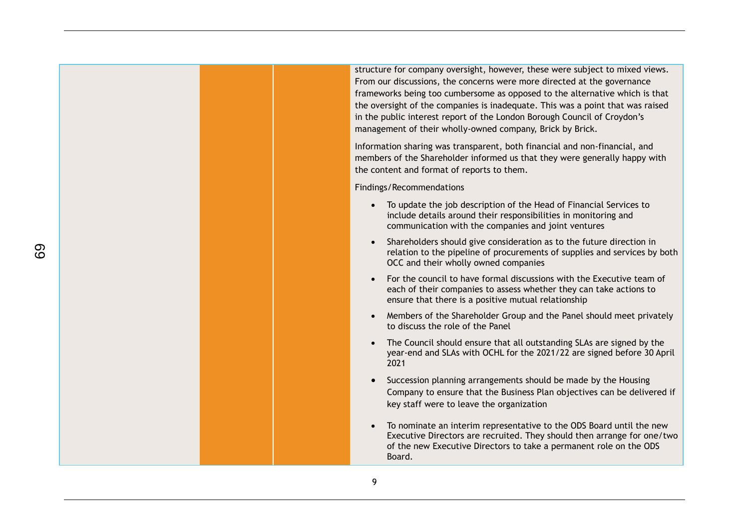| | | | |
|---|---|---|---|
| | | | structure for company oversight, however, these were subject to mixed views. From our discussions, the concerns were more directed at the governance frameworks being too cumbersome as opposed to the alternative which is that the oversight of the companies is inadequate. This was a point that was raised in the public interest report of the London Borough Council of Croydon's management of their wholly-owned company, Brick by Brick.<br><br>Information sharing was transparent, both financial and non-financial, and members of the Shareholder informed us that they were generally happy with the content and format of reports to them.<br><br>Findings/Recommendations<br><br>• To update the job description of the Head of Financial Services to include details around their responsibilities in monitoring and communication with the companies and joint ventures<br>• Shareholders should give consideration as to the future direction in relation to the pipeline of procurements of supplies and services by both OCC and their wholly owned companies<br>• For the council to have formal discussions with the Executive team of each of their companies to assess whether they can take actions to ensure that there is a positive mutual relationship<br>• Members of the Shareholder Group and the Panel should meet privately to discuss the role of the Panel<br>• The Council should ensure that all outstanding SLAs are signed by the year-end and SLAs with OCHL for the 2021/22 are signed before 30 April 2021<br>• Succession planning arrangements should be made by the Housing Company to ensure that the Business Plan objectives can be delivered if key staff were to leave the organization<br>• To nominate an interim representative to the ODS Board until the new Executive Directors are recruited. They should then arrange for one/two of the new Executive Directors to take a permanent role on the ODS Board. |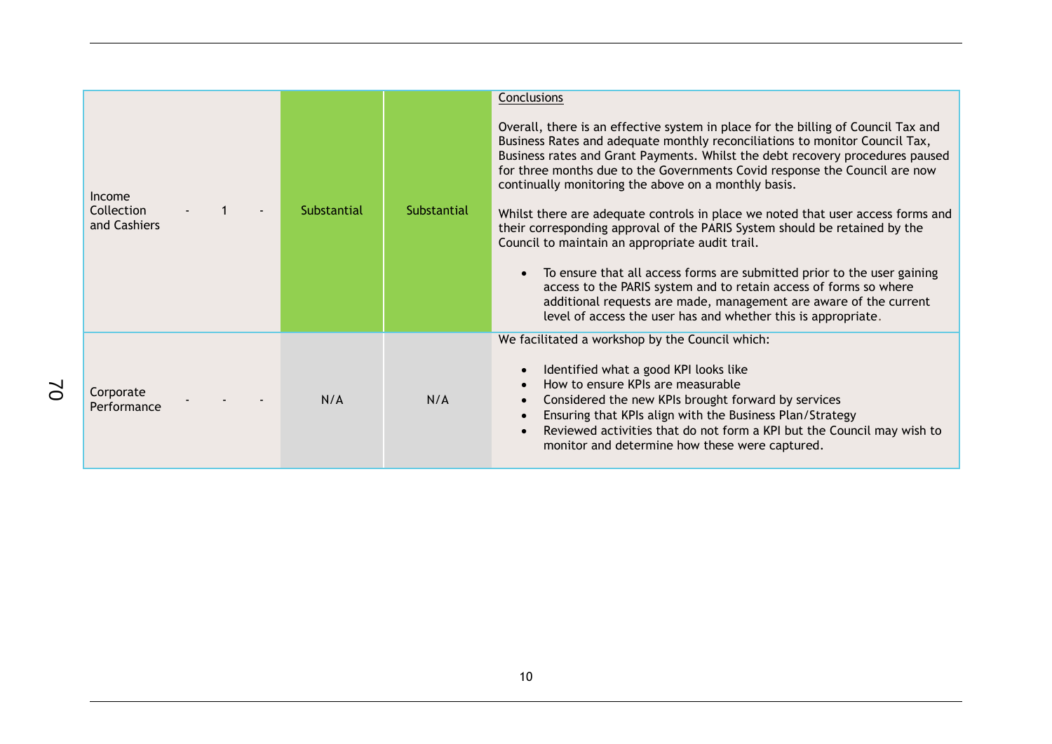| | | | | | | |
|---|---|---|---|---|---|---|
| Income Collection and Cashiers | - | 1 | - | Substantial | Substantial | Conclusions<br><br>Overall, there is an effective system in place for the billing of Council Tax and Business Rates and adequate monthly reconciliations to monitor Council Tax, Business rates and Grant Payments. Whilst the debt recovery procedures paused for three months due to the Governments Covid response the Council are now continually monitoring the above on a monthly basis.<br><br>Whilst there are adequate controls in place we noted that user access forms and their corresponding approval of the PARIS System should be retained by the Council to maintain an appropriate audit trail.<br><br>• To ensure that all access forms are submitted prior to the user gaining access to the PARIS system and to retain access of forms so where additional requests are made, management are aware of the current level of access the user has and whether this is appropriate. |
| Corporate Performance | - | - | - | N/A | N/A | We facilitated a workshop by the Council which:<br><br>• Identified what a good KPI looks like<br>• How to ensure KPIs are measurable<br>• Considered the new KPIs brought forward by services<br>• Ensuring that KPIs align with the Business Plan/Strategy<br>• Reviewed activities that do not form a KPI but the Council may wish to monitor and determine how these were captured. |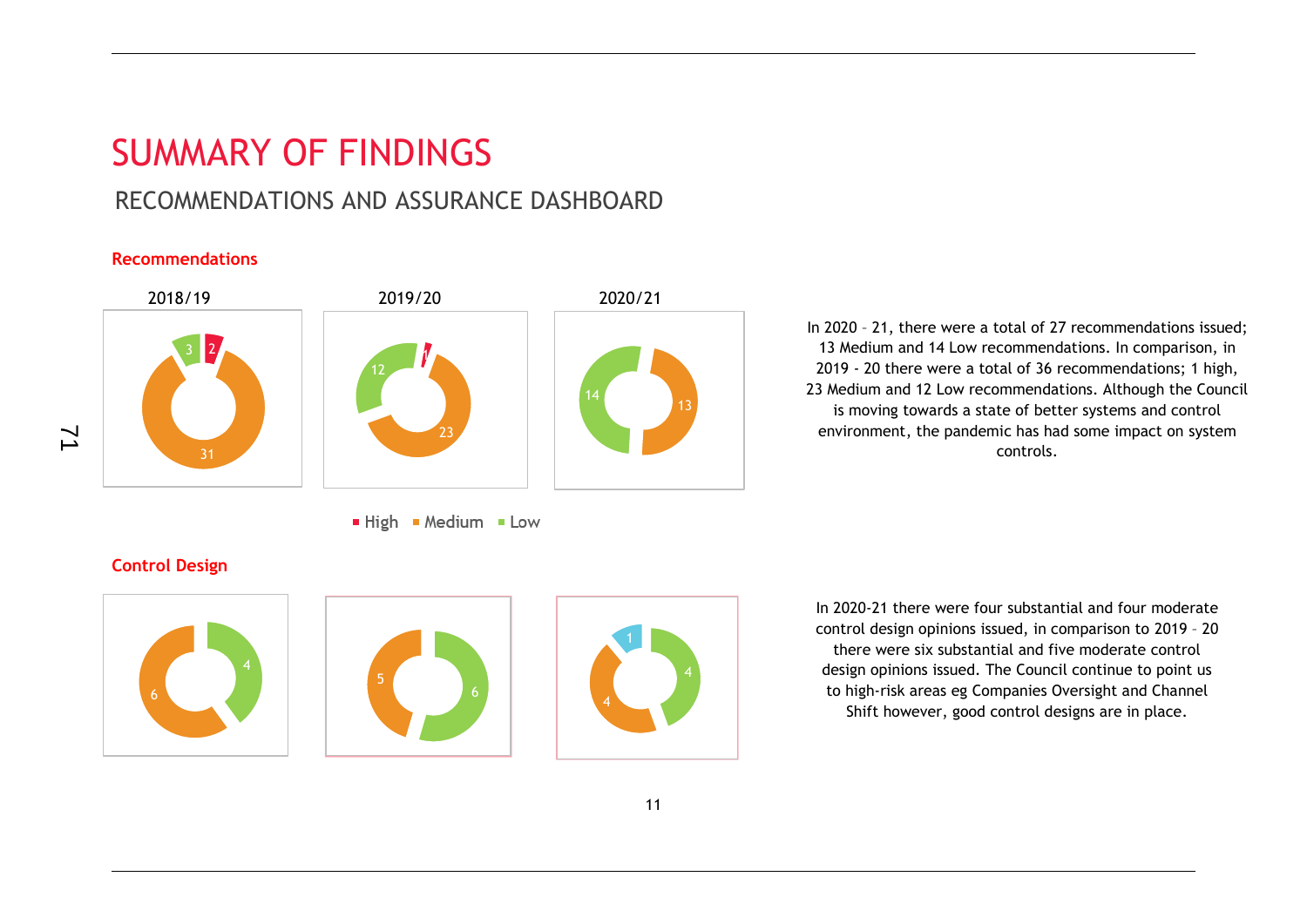# SUMMARY OF FINDINGS

## RECOMMENDATIONS AND ASSURANCE DASHBOARD

### Recommendations

| | 2018/19 | 2019/20 | 2020/21 |
|---|---|---|---|
| High | 2 | 1 | |
| Medium | 31 | 23 | 13 |
| Low | 3 | 12 | 14 |

■ High ■ Medium ■ Low

In 2020 – 21, there were a total of 27 recommendations issued; 13 Medium and 14 Low recommendations. In comparison, in 2019 - 20 there were a total of 36 recommendations; 1 high, 23 Medium and 12 Low recommendations. Although the Council is moving towards a state of better systems and control environment, the pandemic has had some impact on system controls.

### Control Design

| 2018/19 | 2019/20 | 2020/21 |
|---|---|---|
| 6, 4 | 5, 6 | 1, 4, 4 |

In 2020-21 there were four substantial and four moderate control design opinions issued, in comparison to 2019 – 20 there were six substantial and five moderate control design opinions issued. The Council continue to point us to high-risk areas eg Companies Oversight and Channel Shift however, good control designs are in place.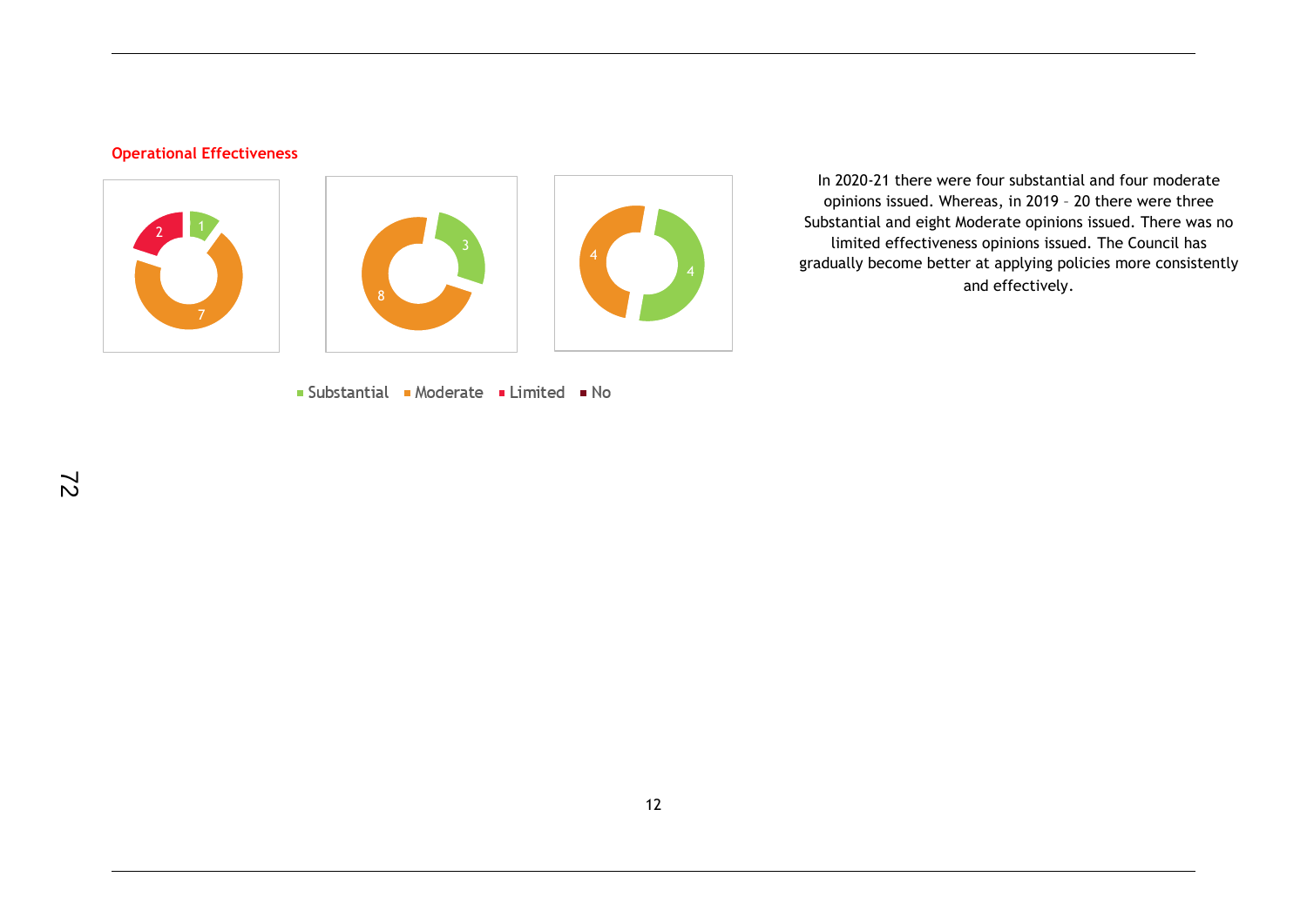**Operational Effectiveness**

■ Substantial ■ Moderate ■ Limited ■ No

In 2020-21 there were four substantial and four moderate opinions issued. Whereas, in 2019 – 20 there were three Substantial and eight Moderate opinions issued. There was no limited effectiveness opinions issued. The Council has gradually become better at applying policies more consistently and effectively.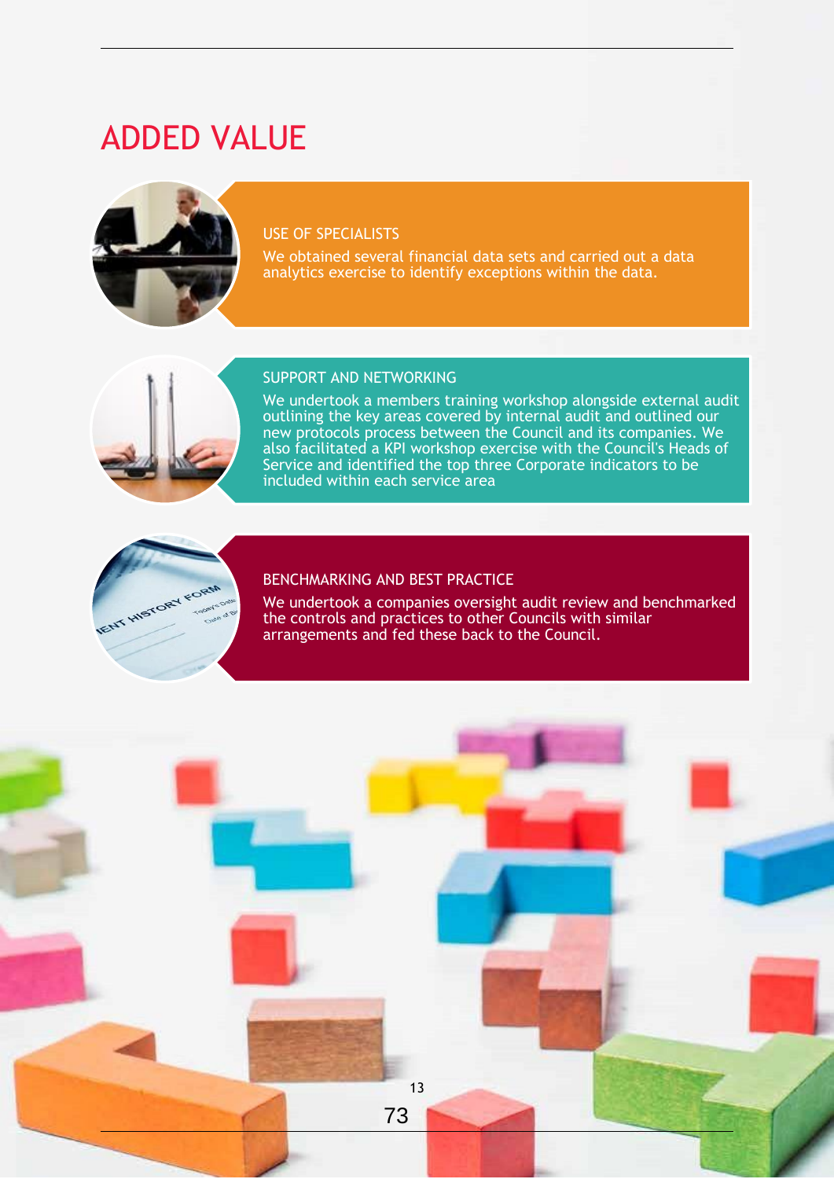# ADDED VALUE

## USE OF SPECIALISTS

We obtained several financial data sets and carried out a data analytics exercise to identify exceptions within the data.

## SUPPORT AND NETWORKING

We undertook a members training workshop alongside external audit outlining the key areas covered by internal audit and outlined our new protocols process between the Council and its companies. We also facilitated a KPI workshop exercise with the Council's Heads of Service and identified the top three Corporate indicators to be included within each service area

## BENCHMARKING AND BEST PRACTICE

We undertook a companies oversight audit review and benchmarked the controls and practices to other Councils with similar arrangements and fed these back to the Council.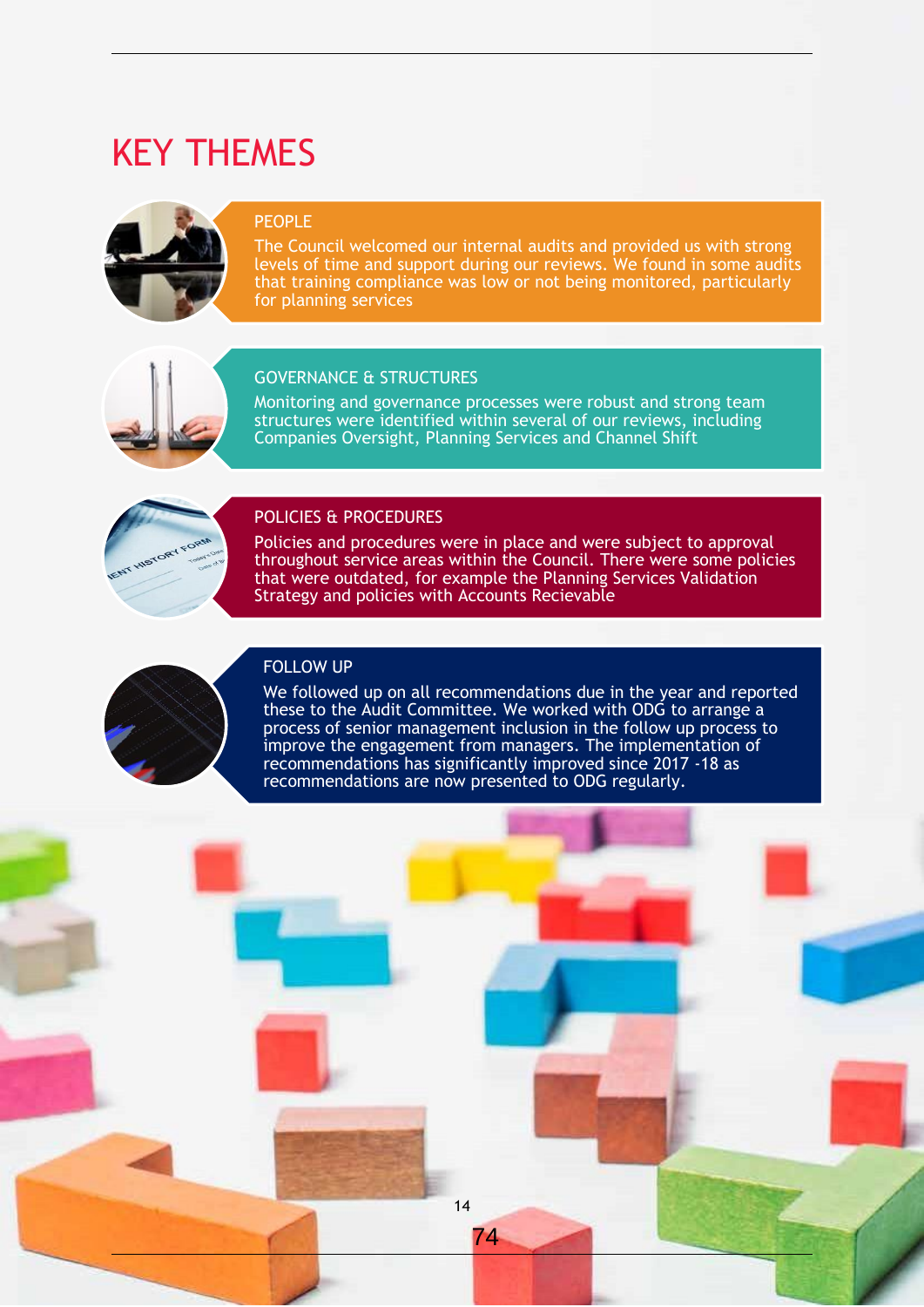# KEY THEMES

## PEOPLE

The Council welcomed our internal audits and provided us with strong levels of time and support during our reviews. We found in some audits that training compliance was low or not being monitored, particularly for planning services

## GOVERNANCE & STRUCTURES

Monitoring and governance processes were robust and strong team structures were identified within several of our reviews, including Companies Oversight, Planning Services and Channel Shift

## POLICIES & PROCEDURES

Policies and procedures were in place and were subject to approval throughout service areas within the Council. There were some policies that were outdated, for example the Planning Services Validation Strategy and policies with Accounts Recievable

## FOLLOW UP

We followed up on all recommendations due in the year and reported these to the Audit Committee. We worked with ODG to arrange a process of senior management inclusion in the follow up process to improve the engagement from managers. The implementation of recommendations has significantly improved since 2017 -18 as recommendations are now presented to ODG regularly.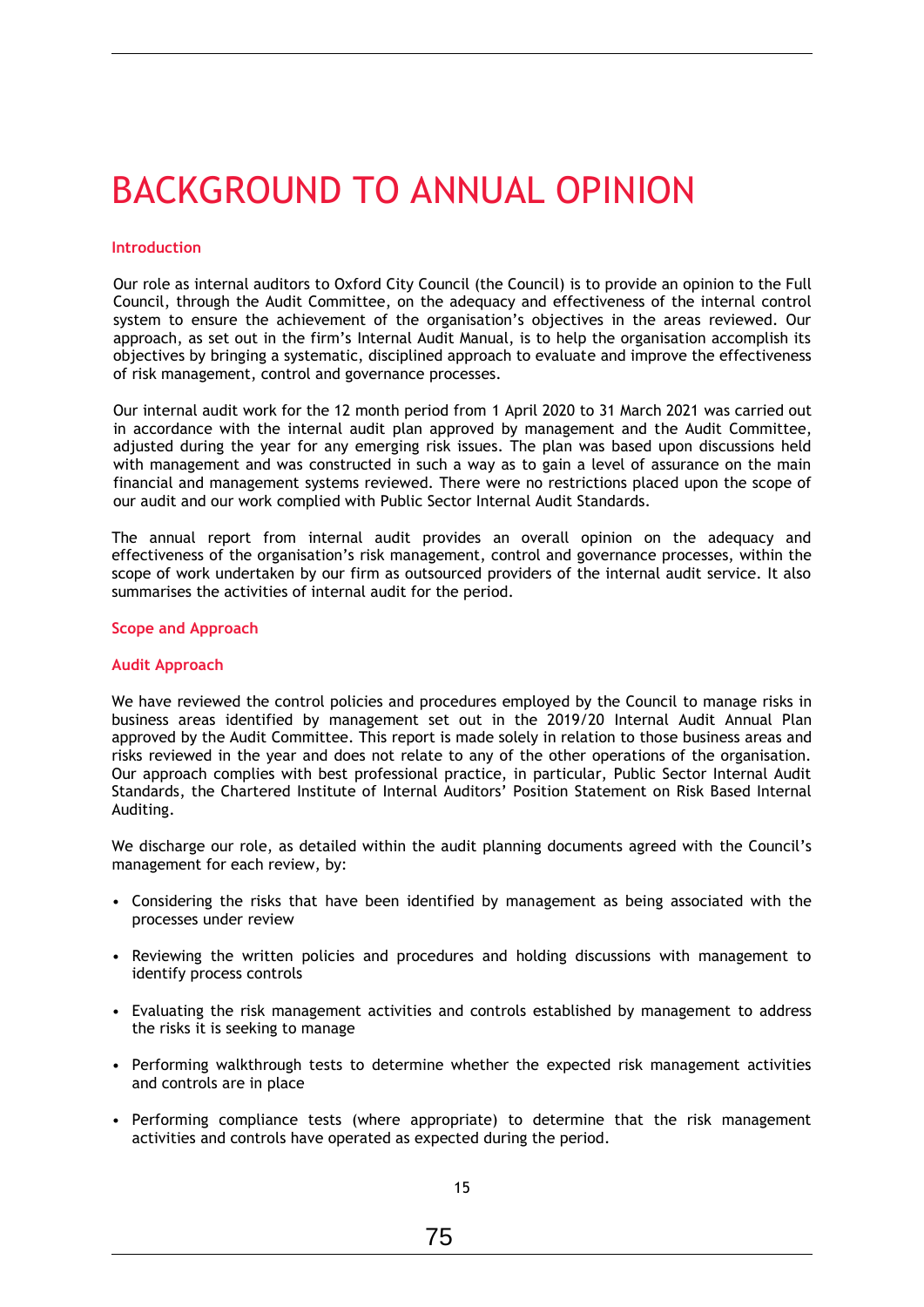# BACKGROUND TO ANNUAL OPINION

### Introduction

Our role as internal auditors to Oxford City Council (the Council) is to provide an opinion to the Full Council, through the Audit Committee, on the adequacy and effectiveness of the internal control system to ensure the achievement of the organisation's objectives in the areas reviewed. Our approach, as set out in the firm's Internal Audit Manual, is to help the organisation accomplish its objectives by bringing a systematic, disciplined approach to evaluate and improve the effectiveness of risk management, control and governance processes.

Our internal audit work for the 12 month period from 1 April 2020 to 31 March 2021 was carried out in accordance with the internal audit plan approved by management and the Audit Committee, adjusted during the year for any emerging risk issues. The plan was based upon discussions held with management and was constructed in such a way as to gain a level of assurance on the main financial and management systems reviewed. There were no restrictions placed upon the scope of our audit and our work complied with Public Sector Internal Audit Standards.

The annual report from internal audit provides an overall opinion on the adequacy and effectiveness of the organisation's risk management, control and governance processes, within the scope of work undertaken by our firm as outsourced providers of the internal audit service. It also summarises the activities of internal audit for the period.

### Scope and Approach

### Audit Approach

We have reviewed the control policies and procedures employed by the Council to manage risks in business areas identified by management set out in the 2019/20 Internal Audit Annual Plan approved by the Audit Committee. This report is made solely in relation to those business areas and risks reviewed in the year and does not relate to any of the other operations of the organisation. Our approach complies with best professional practice, in particular, Public Sector Internal Audit Standards, the Chartered Institute of Internal Auditors' Position Statement on Risk Based Internal Auditing.

We discharge our role, as detailed within the audit planning documents agreed with the Council's management for each review, by:

- Considering the risks that have been identified by management as being associated with the processes under review
- Reviewing the written policies and procedures and holding discussions with management to identify process controls
- Evaluating the risk management activities and controls established by management to address the risks it is seeking to manage
- Performing walkthrough tests to determine whether the expected risk management activities and controls are in place
- Performing compliance tests (where appropriate) to determine that the risk management activities and controls have operated as expected during the period.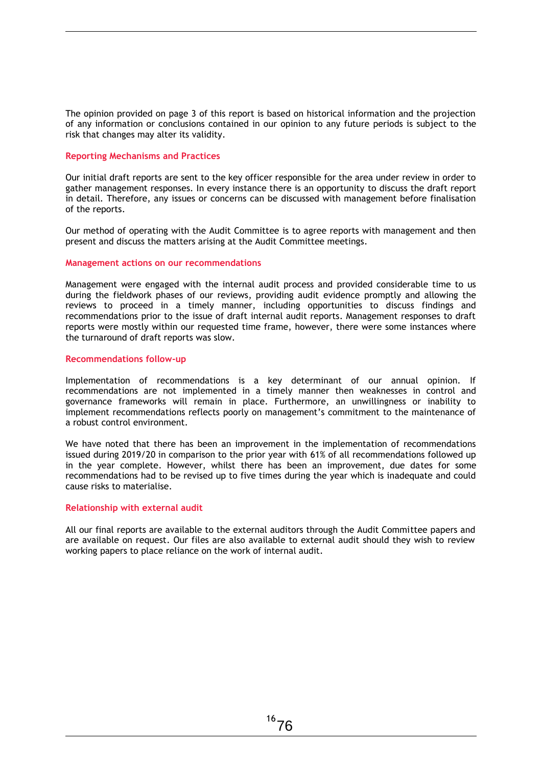The opinion provided on page 3 of this report is based on historical information and the projection of any information or conclusions contained in our opinion to any future periods is subject to the risk that changes may alter its validity.

### Reporting Mechanisms and Practices

Our initial draft reports are sent to the key officer responsible for the area under review in order to gather management responses. In every instance there is an opportunity to discuss the draft report in detail. Therefore, any issues or concerns can be discussed with management before finalisation of the reports.

Our method of operating with the Audit Committee is to agree reports with management and then present and discuss the matters arising at the Audit Committee meetings.

### Management actions on our recommendations

Management were engaged with the internal audit process and provided considerable time to us during the fieldwork phases of our reviews, providing audit evidence promptly and allowing the reviews to proceed in a timely manner, including opportunities to discuss findings and recommendations prior to the issue of draft internal audit reports. Management responses to draft reports were mostly within our requested time frame, however, there were some instances where the turnaround of draft reports was slow.

### Recommendations follow-up

Implementation of recommendations is a key determinant of our annual opinion. If recommendations are not implemented in a timely manner then weaknesses in control and governance frameworks will remain in place. Furthermore, an unwillingness or inability to implement recommendations reflects poorly on management's commitment to the maintenance of a robust control environment.

We have noted that there has been an improvement in the implementation of recommendations issued during 2019/20 in comparison to the prior year with 61% of all recommendations followed up in the year complete. However, whilst there has been an improvement, due dates for some recommendations had to be revised up to five times during the year which is inadequate and could cause risks to materialise.

### Relationship with external audit

All our final reports are available to the external auditors through the Audit Committee papers and are available on request. Our files are also available to external audit should they wish to review working papers to place reliance on the work of internal audit.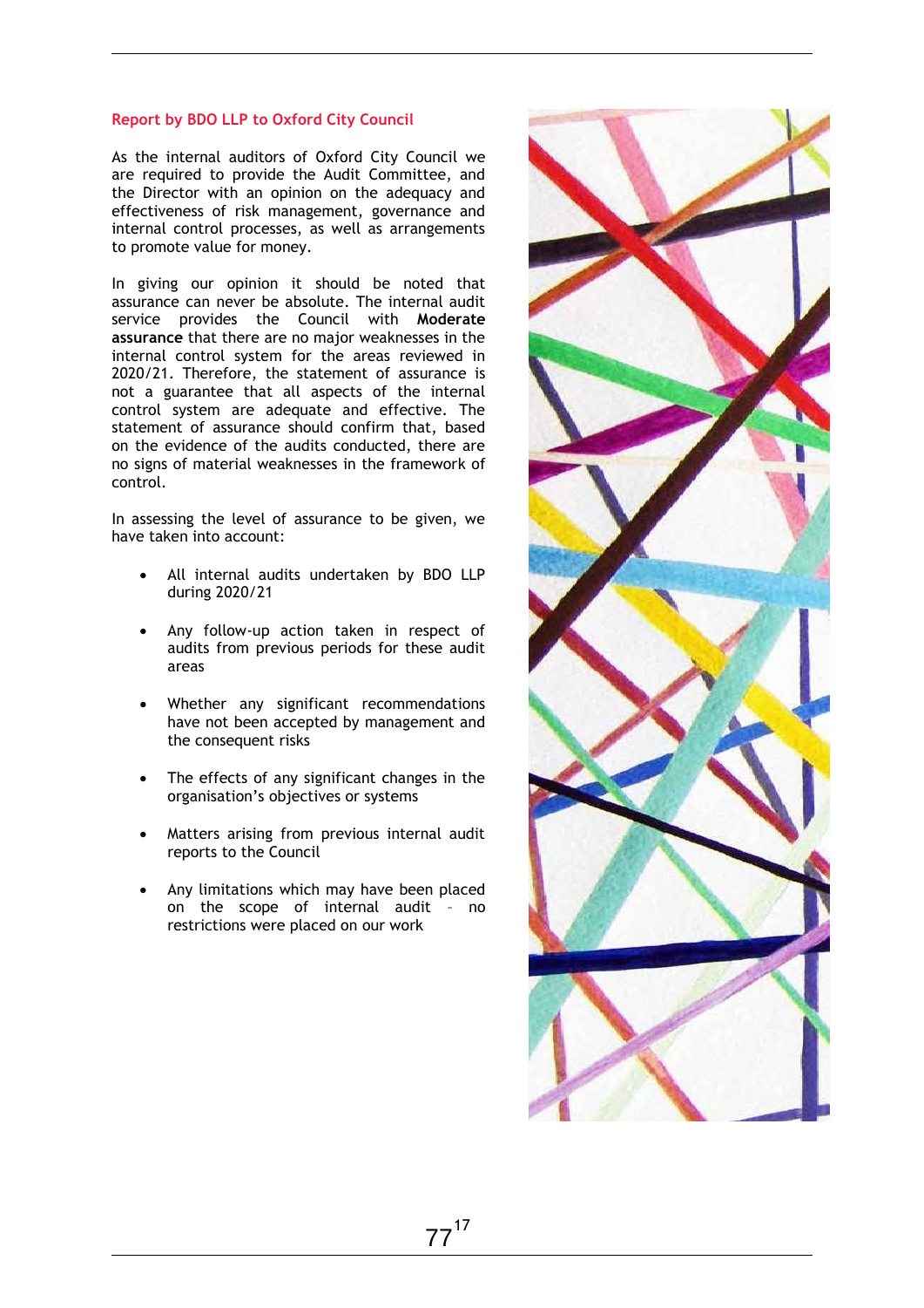## Report by BDO LLP to Oxford City Council

As the internal auditors of Oxford City Council we are required to provide the Audit Committee, and the Director with an opinion on the adequacy and effectiveness of risk management, governance and internal control processes, as well as arrangements to promote value for money.

In giving our opinion it should be noted that assurance can never be absolute. The internal audit service provides the Council with **Moderate assurance** that there are no major weaknesses in the internal control system for the areas reviewed in 2020/21. Therefore, the statement of assurance is not a guarantee that all aspects of the internal control system are adequate and effective. The statement of assurance should confirm that, based on the evidence of the audits conducted, there are no signs of material weaknesses in the framework of control.

In assessing the level of assurance to be given, we have taken into account:

- All internal audits undertaken by BDO LLP during 2020/21
- Any follow-up action taken in respect of audits from previous periods for these audit areas
- Whether any significant recommendations have not been accepted by management and the consequent risks
- The effects of any significant changes in the organisation's objectives or systems
- Matters arising from previous internal audit reports to the Council
- Any limitations which may have been placed on the scope of internal audit – no restrictions were placed on our work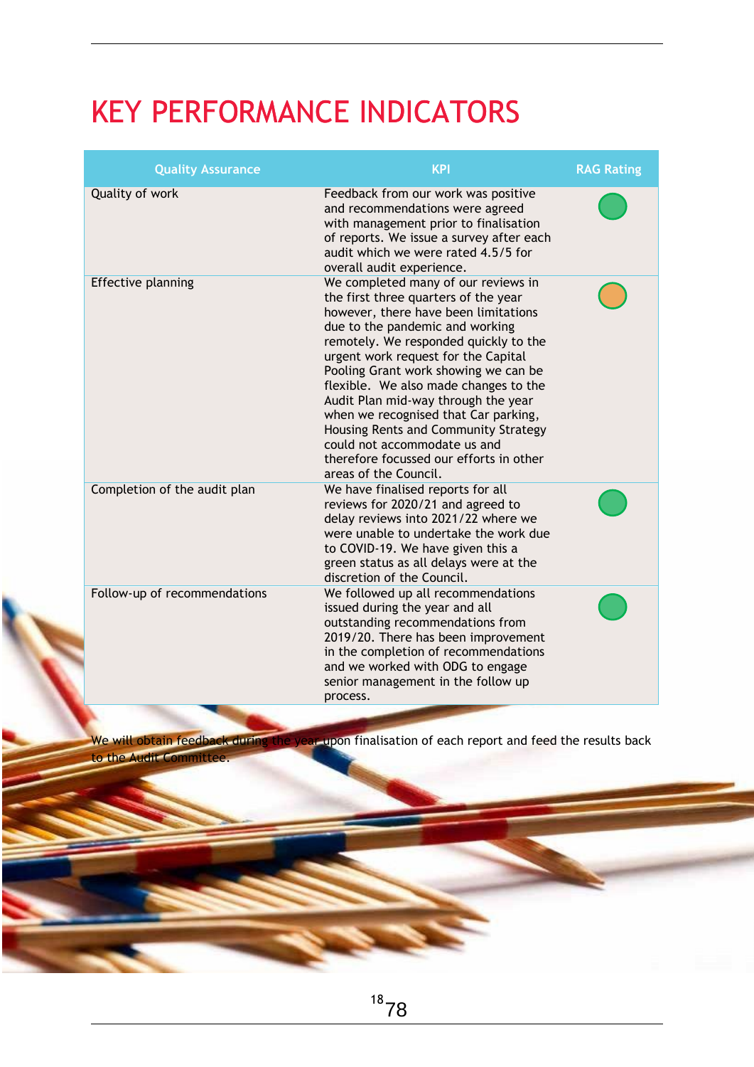# KEY PERFORMANCE INDICATORS

| Quality Assurance | KPI | RAG Rating |
| --- | --- | --- |
| Quality of work | Feedback from our work was positive and recommendations were agreed with management prior to finalisation of reports. We issue a survey after each audit which we were rated 4.5/5 for overall audit experience. | Green |
| Effective planning | We completed many of our reviews in the first three quarters of the year however, there have been limitations due to the pandemic and working remotely. We responded quickly to the urgent work request for the Capital Pooling Grant work showing we can be flexible. We also made changes to the Audit Plan mid-way through the year when we recognised that Car parking, Housing Rents and Community Strategy could not accommodate us and therefore focussed our efforts in other areas of the Council. | Amber |
| Completion of the audit plan | We have finalised reports for all reviews for 2020/21 and agreed to delay reviews into 2021/22 where we were unable to undertake the work due to COVID-19. We have given this a green status as all delays were at the discretion of the Council. | Green |
| Follow-up of recommendations | We followed up all recommendations issued during the year and all outstanding recommendations from 2019/20. There has been improvement in the completion of recommendations and we worked with ODG to engage senior management in the follow up process. | Green |

We will obtain feedback during the year upon finalisation of each report and feed the results back to the Audit Committee.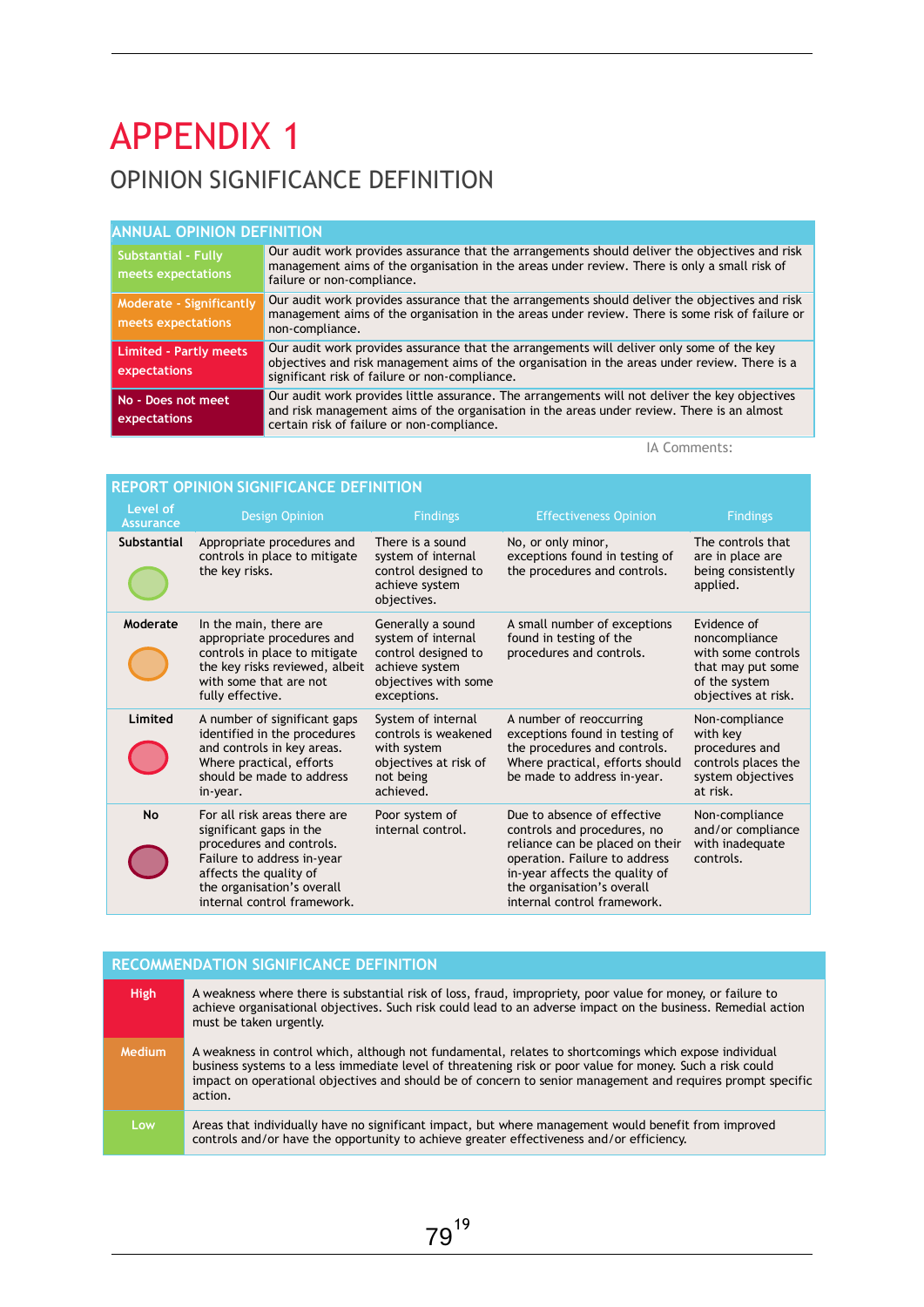# APPENDIX 1

## OPINION SIGNIFICANCE DEFINITION

| ANNUAL OPINION DEFINITION | |
|---|---|
| Substantial - Fully meets expectations | Our audit work provides assurance that the arrangements should deliver the objectives and risk management aims of the organisation in the areas under review. There is only a small risk of failure or non-compliance. |
| Moderate - Significantly meets expectations | Our audit work provides assurance that the arrangements should deliver the objectives and risk management aims of the organisation in the areas under review. There is some risk of failure or non-compliance. |
| Limited - Partly meets expectations | Our audit work provides assurance that the arrangements will deliver only some of the key objectives and risk management aims of the organisation in the areas under review. There is a significant risk of failure or non-compliance. |
| No - Does not meet expectations | Our audit work provides little assurance. The arrangements will not deliver the key objectives and risk management aims of the organisation in the areas under review. There is an almost certain risk of failure or non-compliance. |

IA Comments:

### REPORT OPINION SIGNIFICANCE DEFINITION

| Level of Assurance | Design Opinion | Findings | Effectiveness Opinion | Findings |
|---|---|---|---|---|
| Substantial | Appropriate procedures and controls in place to mitigate the key risks. | There is a sound system of internal control designed to achieve system objectives. | No, or only minor, exceptions found in testing of the procedures and controls. | The controls that are in place are being consistently applied. |
| Moderate | In the main, there are appropriate procedures and controls in place to mitigate the key risks reviewed, albeit with some that are not fully effective. | Generally a sound system of internal control designed to achieve system objectives with some exceptions. | A small number of exceptions found in testing of the procedures and controls. | Evidence of noncompliance with some controls that may put some of the system objectives at risk. |
| Limited | A number of significant gaps identified in the procedures and controls in key areas. Where practical, efforts should be made to address in-year. | System of internal controls is weakened with system objectives at risk of not being achieved. | A number of reoccurring exceptions found in testing of the procedures and controls. Where practical, efforts should be made to address in-year. | Non-compliance with key procedures and controls places the system objectives at risk. |
| No | For all risk areas there are significant gaps in the procedures and controls. Failure to address in-year affects the quality of the organisation's overall internal control framework. | Poor system of internal control. | Due to absence of effective controls and procedures, no reliance can be placed on their operation. Failure to address in-year affects the quality of the organisation's overall internal control framework. | Non-compliance and/or compliance with inadequate controls. |

| RECOMMENDATION SIGNIFICANCE DEFINITION | |
|---|---|
| High | A weakness where there is substantial risk of loss, fraud, impropriety, poor value for money, or failure to achieve organisational objectives. Such risk could lead to an adverse impact on the business. Remedial action must be taken urgently. |
| Medium | A weakness in control which, although not fundamental, relates to shortcomings which expose individual business systems to a less immediate level of threatening risk or poor value for money. Such a risk could impact on operational objectives and should be of concern to senior management and requires prompt specific action. |
| Low | Areas that individually have no significant impact, but where management would benefit from improved controls and/or have the opportunity to achieve greater effectiveness and/or efficiency. |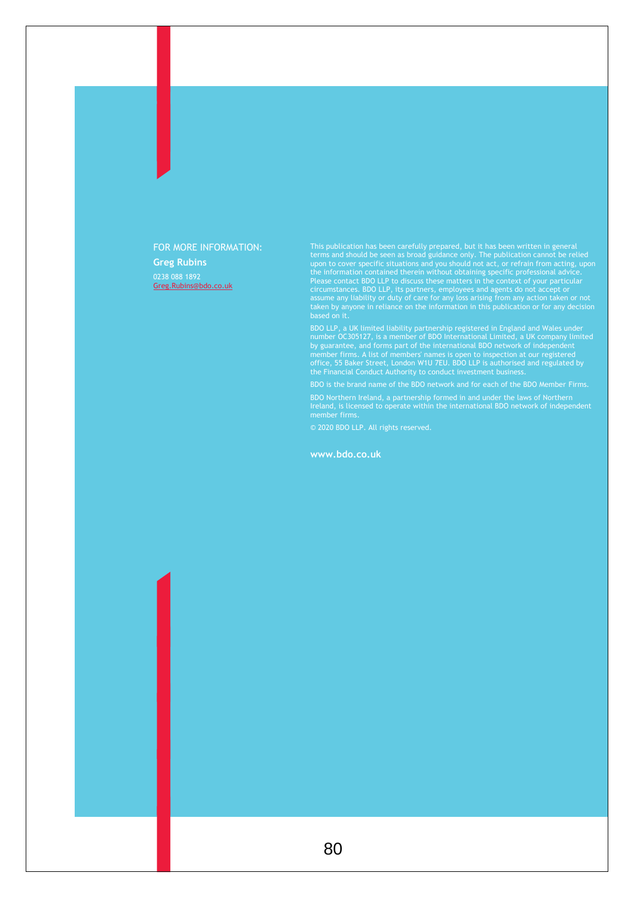FOR MORE INFORMATION:

**Greg Rubins**

0238 088 1892

Greg.Rubins@bdo.co.uk

This publication has been carefully prepared, but it has been written in general terms and should be seen as broad guidance only. The publication cannot be relied upon to cover specific situations and you should not act, or refrain from acting, upon the information contained therein without obtaining specific professional advice. Please contact BDO LLP to discuss these matters in the context of your particular circumstances. BDO LLP, its partners, employees and agents do not accept or assume any liability or duty of care for any loss arising from any action taken or not taken by anyone in reliance on the information in this publication or for any decision based on it.

BDO LLP, a UK limited liability partnership registered in England and Wales under number OC305127, is a member of BDO International Limited, a UK company limited by guarantee, and forms part of the international BDO network of independent member firms. A list of members' names is open to inspection at our registered office, 55 Baker Street, London W1U 7EU. BDO LLP is authorised and regulated by the Financial Conduct Authority to conduct investment business.

BDO is the brand name of the BDO network and for each of the BDO Member Firms.

BDO Northern Ireland, a partnership formed in and under the laws of Northern Ireland, is licensed to operate within the international BDO network of independent member firms.

© 2020 BDO LLP. All rights reserved.

**www.bdo.co.uk**